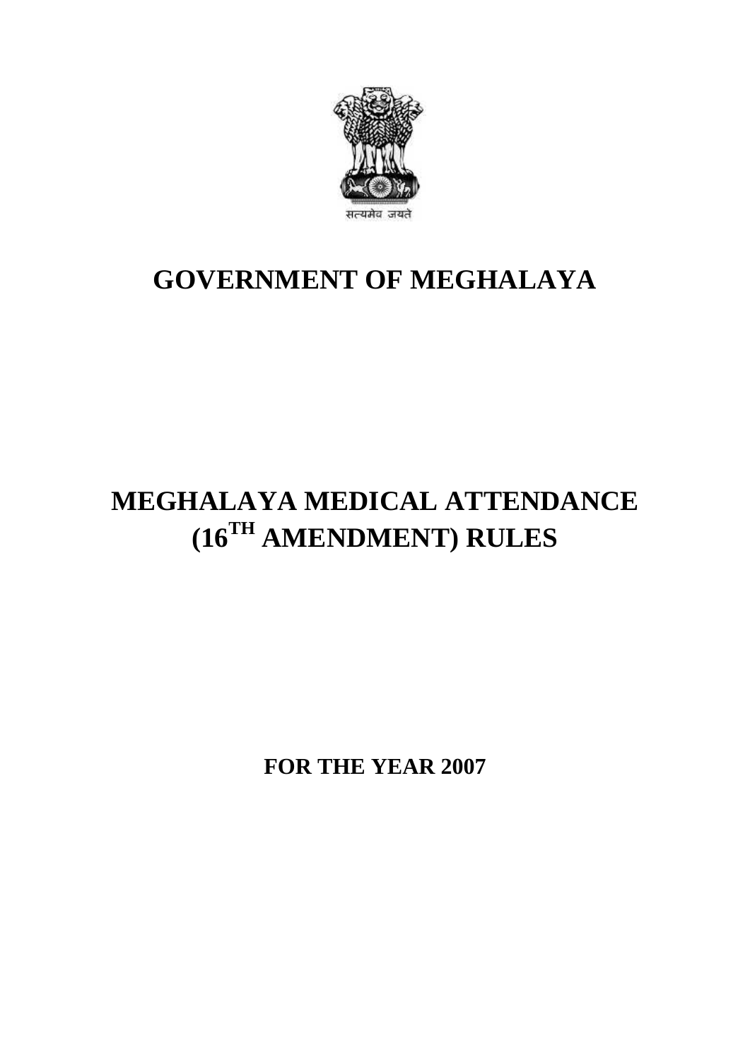सत्यमेव जयते

# GOVERNMENT OF MEGHALAYA

# MEGHALAYA MEDICAL ATTENDANCE ($16^{TH}$ AMENDMENT) RULES

## FOR THE YEAR 2007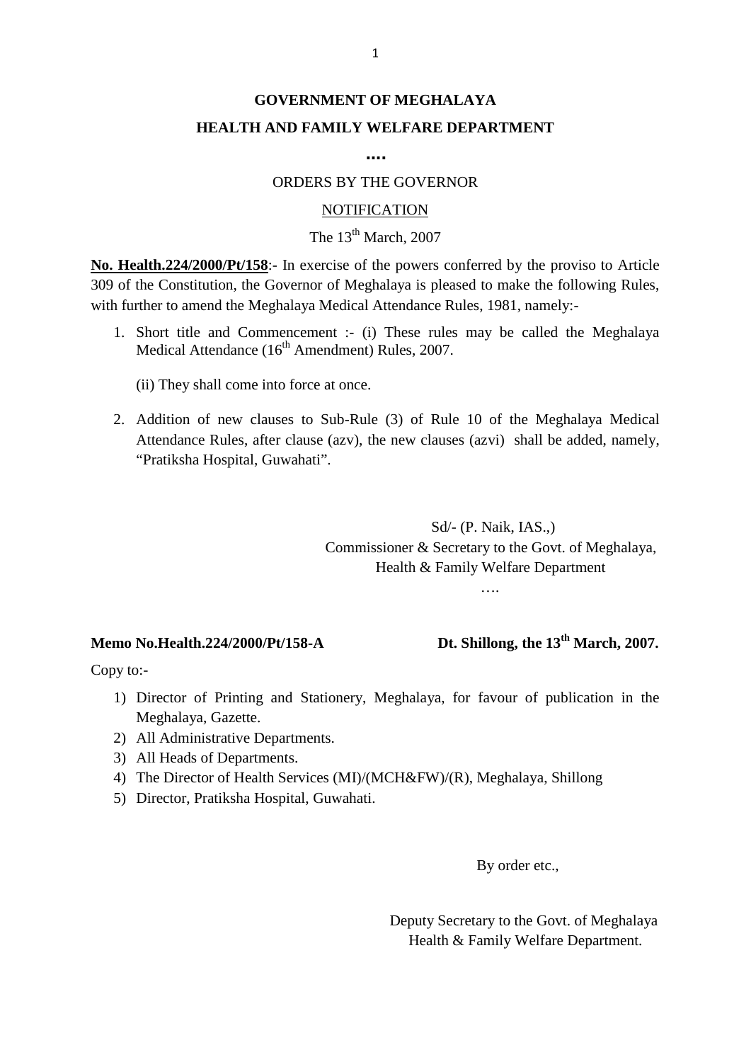**GOVERNMENT OF MEGHALAYA**

**HEALTH AND FAMILY WELFARE DEPARTMENT**

**....**

ORDERS BY THE GOVERNOR

NOTIFICATION

The 13th March, 2007

**No. Health.224/2000/Pt/158**:- In exercise of the powers conferred by the proviso to Article 309 of the Constitution, the Governor of Meghalaya is pleased to make the following Rules, with further to amend the Meghalaya Medical Attendance Rules, 1981, namely:-

1. Short title and Commencement :- (i) These rules may be called the Meghalaya Medical Attendance (16th Amendment) Rules, 2007.

   (ii) They shall come into force at once.

2. Addition of new clauses to Sub-Rule (3) of Rule 10 of the Meghalaya Medical Attendance Rules, after clause (azv), the new clauses (azvi) shall be added, namely, "Pratiksha Hospital, Guwahati".

Sd/- (P. Naik, IAS.,)
Commissioner & Secretary to the Govt. of Meghalaya,
Health & Family Welfare Department

....

**Memo No.Health.224/2000/Pt/158-A** **Dt. Shillong, the 13th March, 2007.**

Copy to:-

1) Director of Printing and Stationery, Meghalaya, for favour of publication in the Meghalaya, Gazette.
2) All Administrative Departments.
3) All Heads of Departments.
4) The Director of Health Services (MI)/(MCH&FW)/(R), Meghalaya, Shillong
5) Director, Pratiksha Hospital, Guwahati.

By order etc.,

Deputy Secretary to the Govt. of Meghalaya
Health & Family Welfare Department.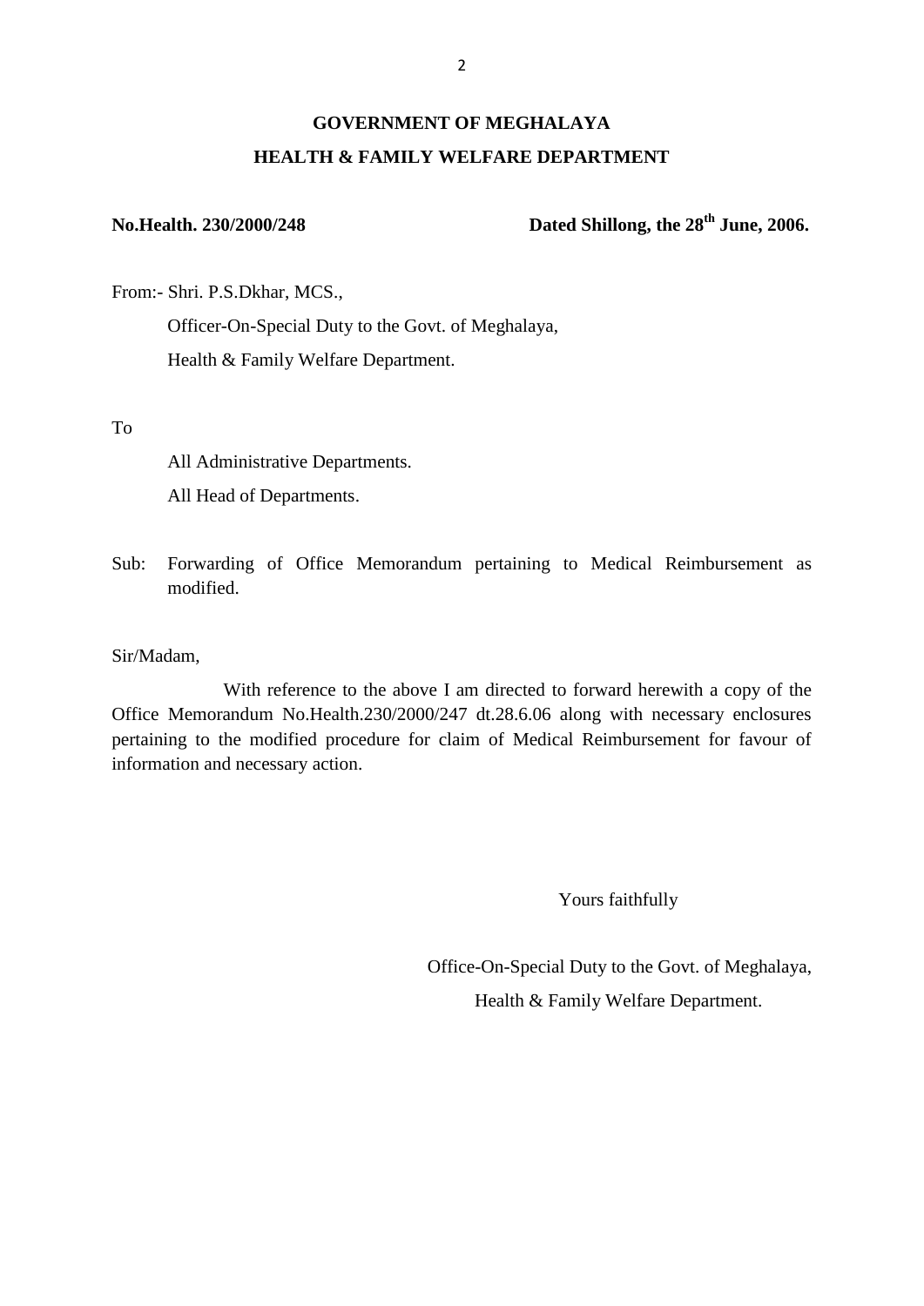**GOVERNMENT OF MEGHALAYA**

**HEALTH & FAMILY WELFARE DEPARTMENT**

**No.Health. 230/2000/248** **Dated Shillong, the 28th June, 2006.**

From:- Shri. P.S.Dkhar, MCS.,
Officer-On-Special Duty to the Govt. of Meghalaya,
Health & Family Welfare Department.

To

All Administrative Departments.
All Head of Departments.

Sub: Forwarding of Office Memorandum pertaining to Medical Reimbursement as modified.

Sir/Madam,

With reference to the above I am directed to forward herewith a copy of the Office Memorandum No.Health.230/2000/247 dt.28.6.06 along with necessary enclosures pertaining to the modified procedure for claim of Medical Reimbursement for favour of information and necessary action.

Yours faithfully

Office-On-Special Duty to the Govt. of Meghalaya,
Health & Family Welfare Department.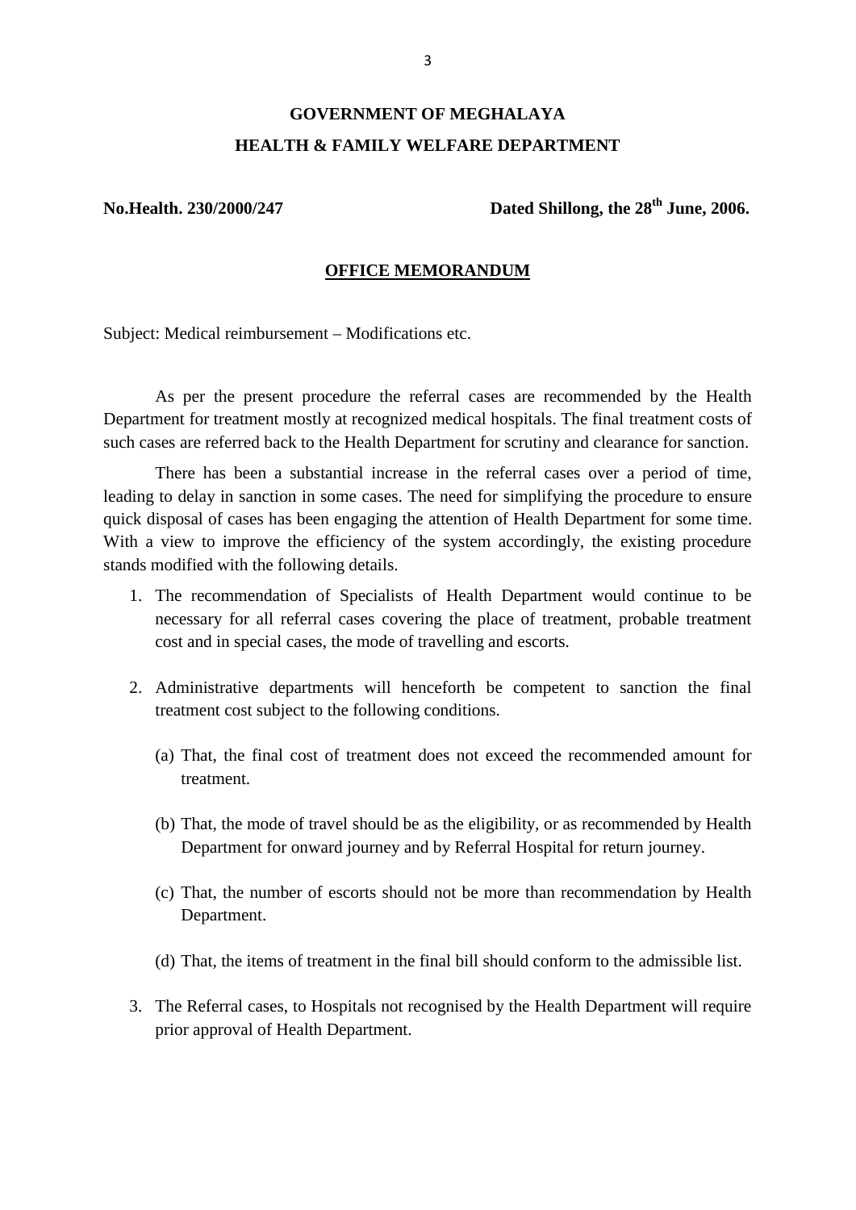**GOVERNMENT OF MEGHALAYA**

**HEALTH & FAMILY WELFARE DEPARTMENT**

**No.Health. 230/2000/247** **Dated Shillong, the 28th June, 2006.**

**OFFICE MEMORANDUM**

Subject: Medical reimbursement – Modifications etc.

As per the present procedure the referral cases are recommended by the Health Department for treatment mostly at recognized medical hospitals. The final treatment costs of such cases are referred back to the Health Department for scrutiny and clearance for sanction.

There has been a substantial increase in the referral cases over a period of time, leading to delay in sanction in some cases. The need for simplifying the procedure to ensure quick disposal of cases has been engaging the attention of Health Department for some time. With a view to improve the efficiency of the system accordingly, the existing procedure stands modified with the following details.

1. The recommendation of Specialists of Health Department would continue to be necessary for all referral cases covering the place of treatment, probable treatment cost and in special cases, the mode of travelling and escorts.

2. Administrative departments will henceforth be competent to sanction the final treatment cost subject to the following conditions.

   (a) That, the final cost of treatment does not exceed the recommended amount for treatment.

   (b) That, the mode of travel should be as the eligibility, or as recommended by Health Department for onward journey and by Referral Hospital for return journey.

   (c) That, the number of escorts should not be more than recommendation by Health Department.

   (d) That, the items of treatment in the final bill should conform to the admissible list.

3. The Referral cases, to Hospitals not recognised by the Health Department will require prior approval of Health Department.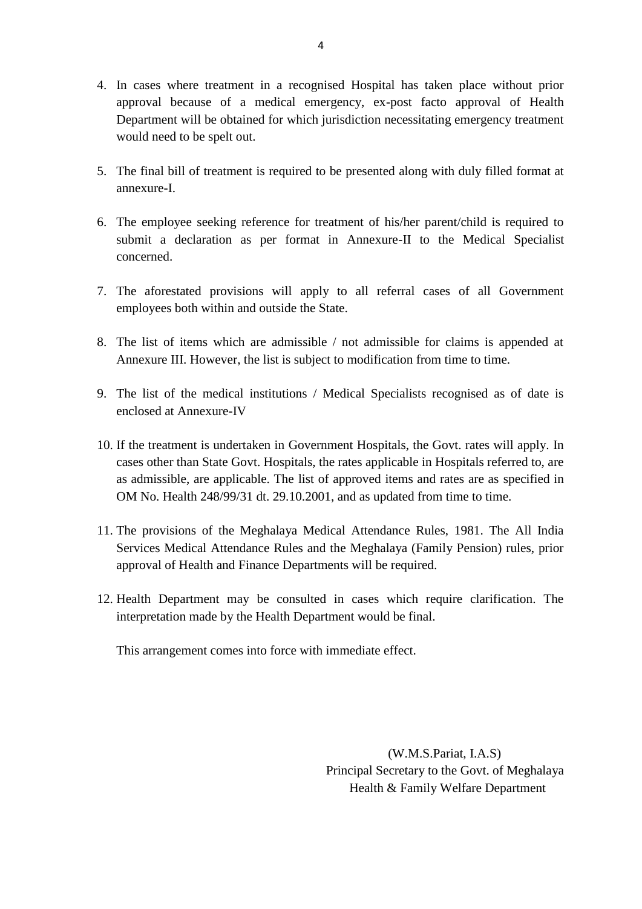4. In cases where treatment in a recognised Hospital has taken place without prior approval because of a medical emergency, ex-post facto approval of Health Department will be obtained for which jurisdiction necessitating emergency treatment would need to be spelt out.

5. The final bill of treatment is required to be presented along with duly filled format at annexure-I.

6. The employee seeking reference for treatment of his/her parent/child is required to submit a declaration as per format in Annexure-II to the Medical Specialist concerned.

7. The aforestated provisions will apply to all referral cases of all Government employees both within and outside the State.

8. The list of items which are admissible / not admissible for claims is appended at Annexure III. However, the list is subject to modification from time to time.

9. The list of the medical institutions / Medical Specialists recognised as of date is enclosed at Annexure-IV

10. If the treatment is undertaken in Government Hospitals, the Govt. rates will apply. In cases other than State Govt. Hospitals, the rates applicable in Hospitals referred to, are as admissible, are applicable. The list of approved items and rates are as specified in OM No. Health 248/99/31 dt. 29.10.2001, and as updated from time to time.

11. The provisions of the Meghalaya Medical Attendance Rules, 1981. The All India Services Medical Attendance Rules and the Meghalaya (Family Pension) rules, prior approval of Health and Finance Departments will be required.

12. Health Department may be consulted in cases which require clarification. The interpretation made by the Health Department would be final.

This arrangement comes into force with immediate effect.

(W.M.S.Pariat, I.A.S)
Principal Secretary to the Govt. of Meghalaya
Health & Family Welfare Department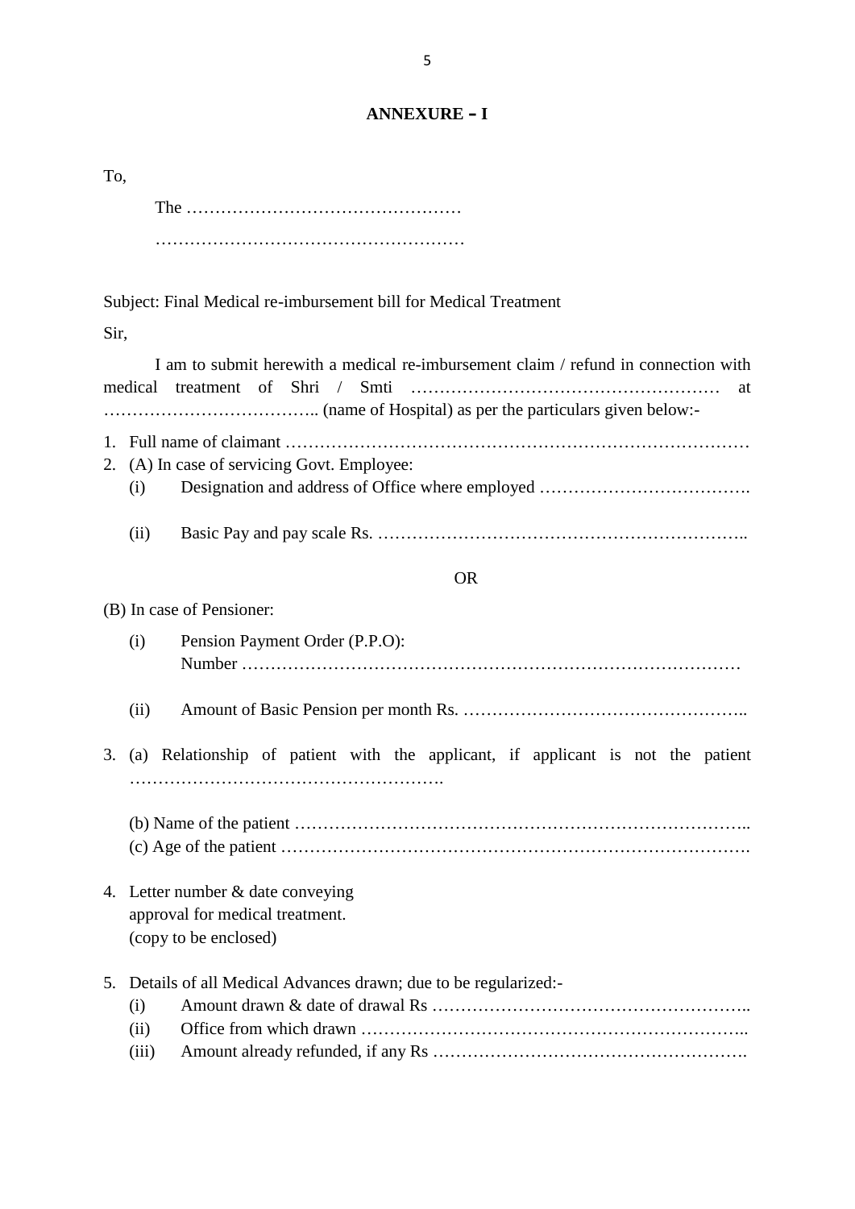## ANNEXURE – I

To,

The …………………………………………

………………………………………………

Subject: Final Medical re-imbursement bill for Medical Treatment

Sir,

I am to submit herewith a medical re-imbursement claim / refund in connection with medical treatment of Shri / Smti ……………………………………………… at ……………………………….. (name of Hospital) as per the particulars given below:-

1. Full name of claimant ……………………………………………………………………
2. (A) In case of servicing Govt. Employee:
   - (i) Designation and address of Office where employed ……………………………….
   - (ii) Basic Pay and pay scale Rs. ………………………………………………………..

OR

(B) In case of Pensioner:

- (i) Pension Payment Order (P.P.O): Number ……………………………………………………………………………
- (ii) Amount of Basic Pension per month Rs. …………………………………………..

3. (a) Relationship of patient with the applicant, if applicant is not the patient ……………………………………………….

   (b) Name of the patient …………………………………………………………………..
   (c) Age of the patient …………………………………………………………………….

4. Letter number & date conveying approval for medical treatment. (copy to be enclosed)

5. Details of all Medical Advances drawn; due to be regularized:-
   - (i) Amount drawn & date of drawal Rs ………………………………………………..
   - (ii) Office from which drawn …………………………………………………………..
   - (iii) Amount already refunded, if any Rs ……………………………………………….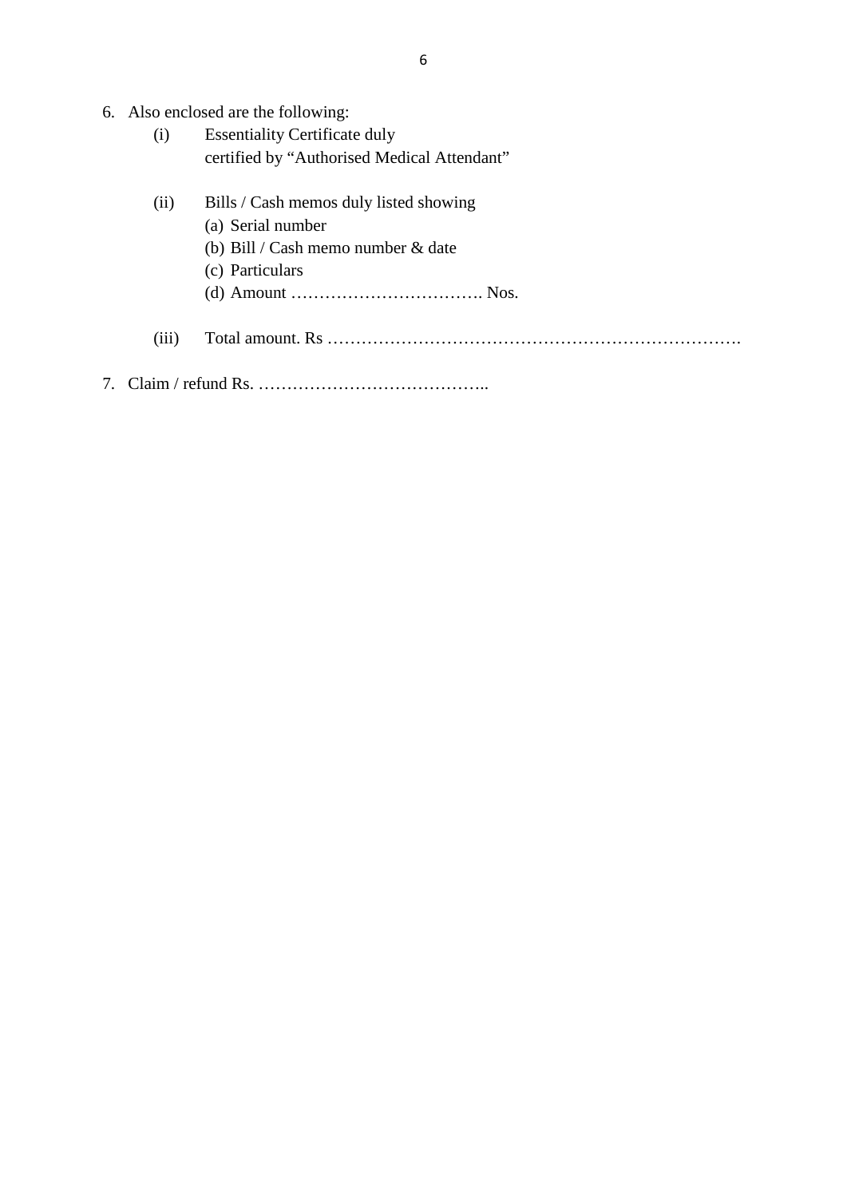6. Also enclosed are the following:
   (i) Essentiality Certificate duly certified by "Authorised Medical Attendant"

   (ii) Bills / Cash memos duly listed showing
      (a) Serial number
      (b) Bill / Cash memo number & date
      (c) Particulars
      (d) Amount ……………………………. Nos.

   (iii) Total amount. Rs …………………………………………………………….

7. Claim / refund Rs. …………………………………..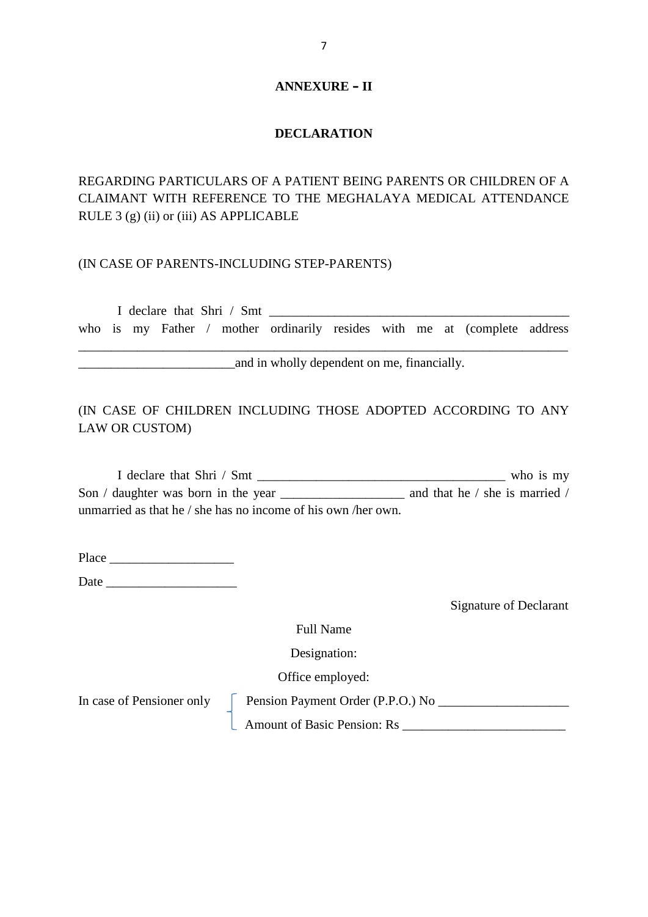**ANNEXURE – II**

**DECLARATION**

REGARDING PARTICULARS OF A PATIENT BEING PARENTS OR CHILDREN OF A CLAIMANT WITH REFERENCE TO THE MEGHALAYA MEDICAL ATTENDANCE RULE 3 (g) (ii) or (iii) AS APPLICABLE

(IN CASE OF PARENTS-INCLUDING STEP-PARENTS)

I declare that Shri / Smt ______________________________________________ who is my Father / mother ordinarily resides with me at (complete address ___________________________________________________________________________ ________________________and in wholly dependent on me, financially.

(IN CASE OF CHILDREN INCLUDING THOSE ADOPTED ACCORDING TO ANY LAW OR CUSTOM)

I declare that Shri / Smt ______________________________________ who is my Son / daughter was born in the year ___________________ and that he / she is married / unmarried as that he / she has no income of his own /her own.

Place ___________________

Date ____________________

Signature of Declarant

Full Name

Designation:

Office employed:

In case of Pensioner only
- Pension Payment Order (P.P.O.) No ___________________
- Amount of Basic Pension: Rs ________________________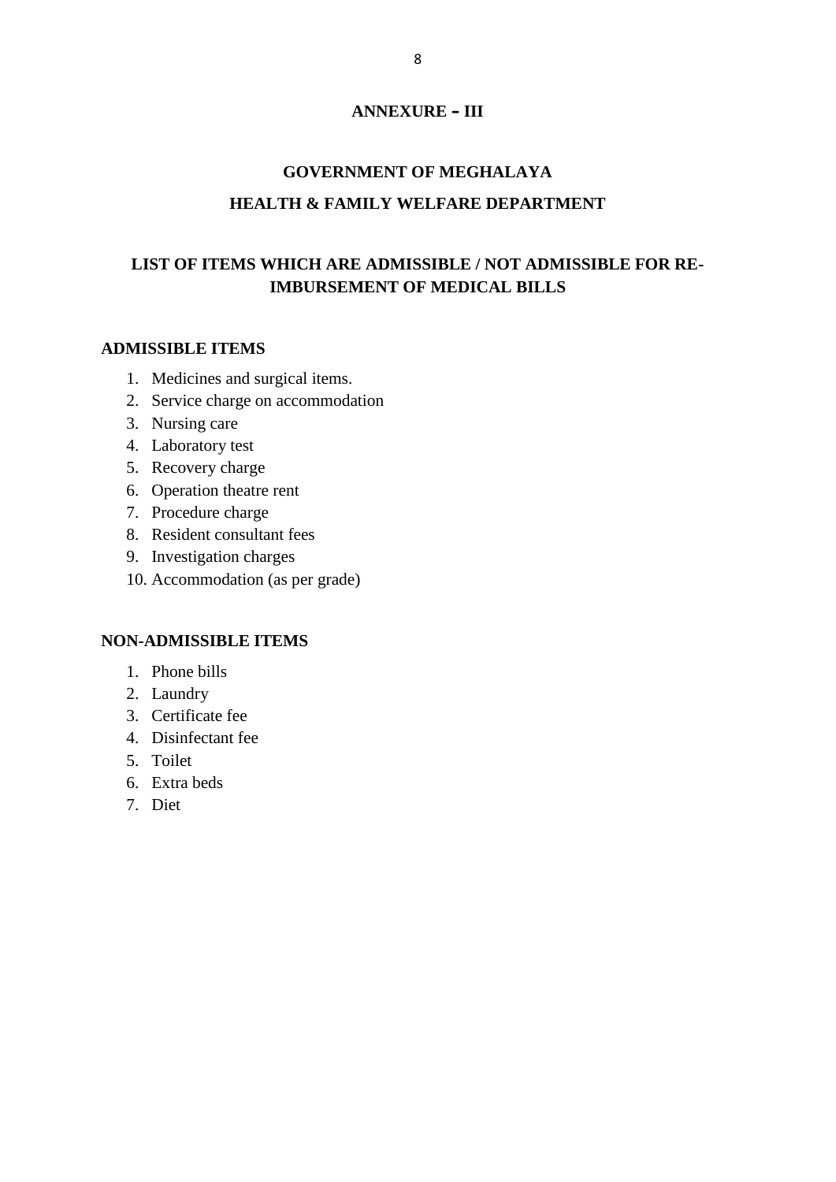## ANNEXURE – III

### GOVERNMENT OF MEGHALAYA

### HEALTH & FAMILY WELFARE DEPARTMENT

### LIST OF ITEMS WHICH ARE ADMISSIBLE / NOT ADMISSIBLE FOR RE-IMBURSEMENT OF MEDICAL BILLS

**ADMISSIBLE ITEMS**

1. Medicines and surgical items.
2. Service charge on accommodation
3. Nursing care
4. Laboratory test
5. Recovery charge
6. Operation theatre rent
7. Procedure charge
8. Resident consultant fees
9. Investigation charges
10. Accommodation (as per grade)

**NON-ADMISSIBLE ITEMS**

1. Phone bills
2. Laundry
3. Certificate fee
4. Disinfectant fee
5. Toilet
6. Extra beds
7. Diet